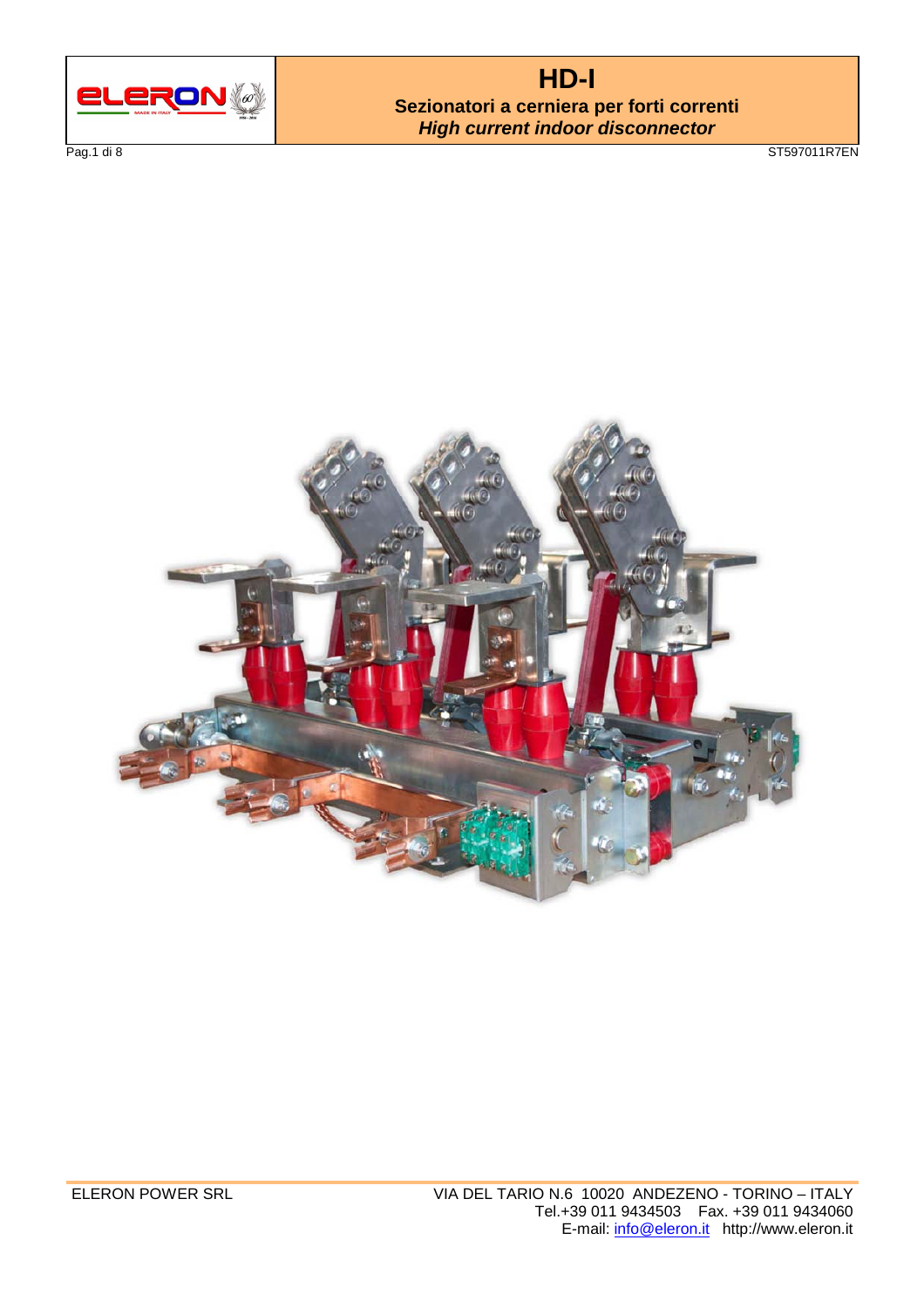# HD-I

**Sezionatori a cerniera per forti correnti**

***High current indoor disconnector***

ST597011R7EN

ELERON POWER SRL

VIA DEL TARIO N.6 10020 ANDEZENO - TORINO – ITALY
Tel.+39 011 9434503 Fax. +39 011 9434060
E-mail: info@eleron.it http://www.eleron.it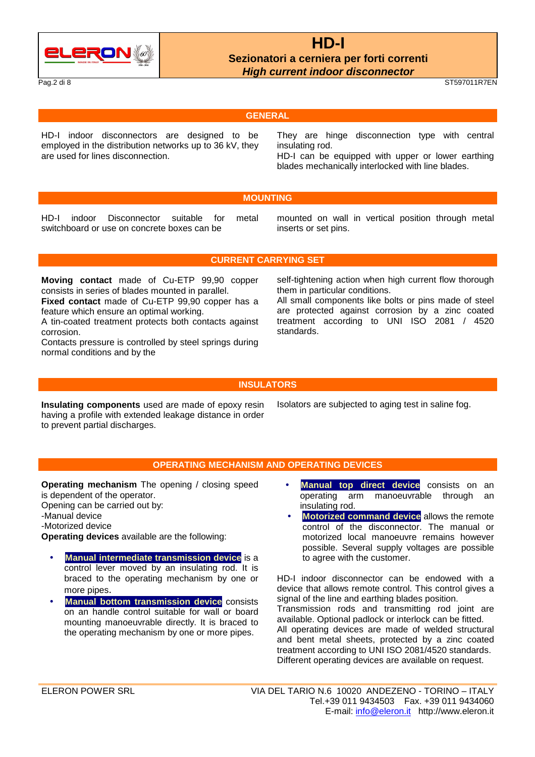## GENERAL

HD-I indoor disconnectors are designed to be employed in the distribution networks up to 36 kV, they are used for lines disconnection.

They are hinge disconnection type with central insulating rod.

HD-I can be equipped with upper or lower earthing blades mechanically interlocked with line blades.

## MOUNTING

HD-I indoor Disconnector suitable for metal switchboard or use on concrete boxes can be mounted on wall in vertical position through metal inserts or set pins.

## CURRENT CARRYING SET

**Moving contact** made of Cu-ETP 99,90 copper consists in series of blades mounted in parallel.

**Fixed contact** made of Cu-ETP 99,90 copper has a feature which ensure an optimal working.

A tin-coated treatment protects both contacts against corrosion.

Contacts pressure is controlled by steel springs during normal conditions and by the self-tightening action when high current flow thorough them in particular conditions.

All small components like bolts or pins made of steel are protected against corrosion by a zinc coated treatment according to UNI ISO 2081 / 4520 standards.

## INSULATORS

**Insulating components** used are made of epoxy resin having a profile with extended leakage distance in order to prevent partial discharges.

Isolators are subjected to aging test in saline fog.

## OPERATING MECHANISM AND OPERATING DEVICES

**Operating mechanism** The opening / closing speed is dependent of the operator.

Opening can be carried out by:

-Manual device

-Motorized device

**Operating devices** available are the following:

- **Manual intermediate transmission device** is a control lever moved by an insulating rod. It is braced to the operating mechanism by one or more pipes.
- **Manual bottom transmission device** consists on an handle control suitable for wall or board mounting manoeuvrable directly. It is braced to the operating mechanism by one or more pipes.
- **Manual top direct device** consists on an operating arm manoeuvrable through an insulating rod.
- **Motorized command device** allows the remote control of the disconnector. The manual or motorized local manoeuvre remains however possible. Several supply voltages are possible to agree with the customer.

HD-I indoor disconnector can be endowed with a device that allows remote control. This control gives a signal of the line and earthing blades position.

Transmission rods and transmitting rod joint are available. Optional padlock or interlock can be fitted.

All operating devices are made of welded structural and bent metal sheets, protected by a zinc coated treatment according to UNI ISO 2081/4520 standards.

Different operating devices are available on request.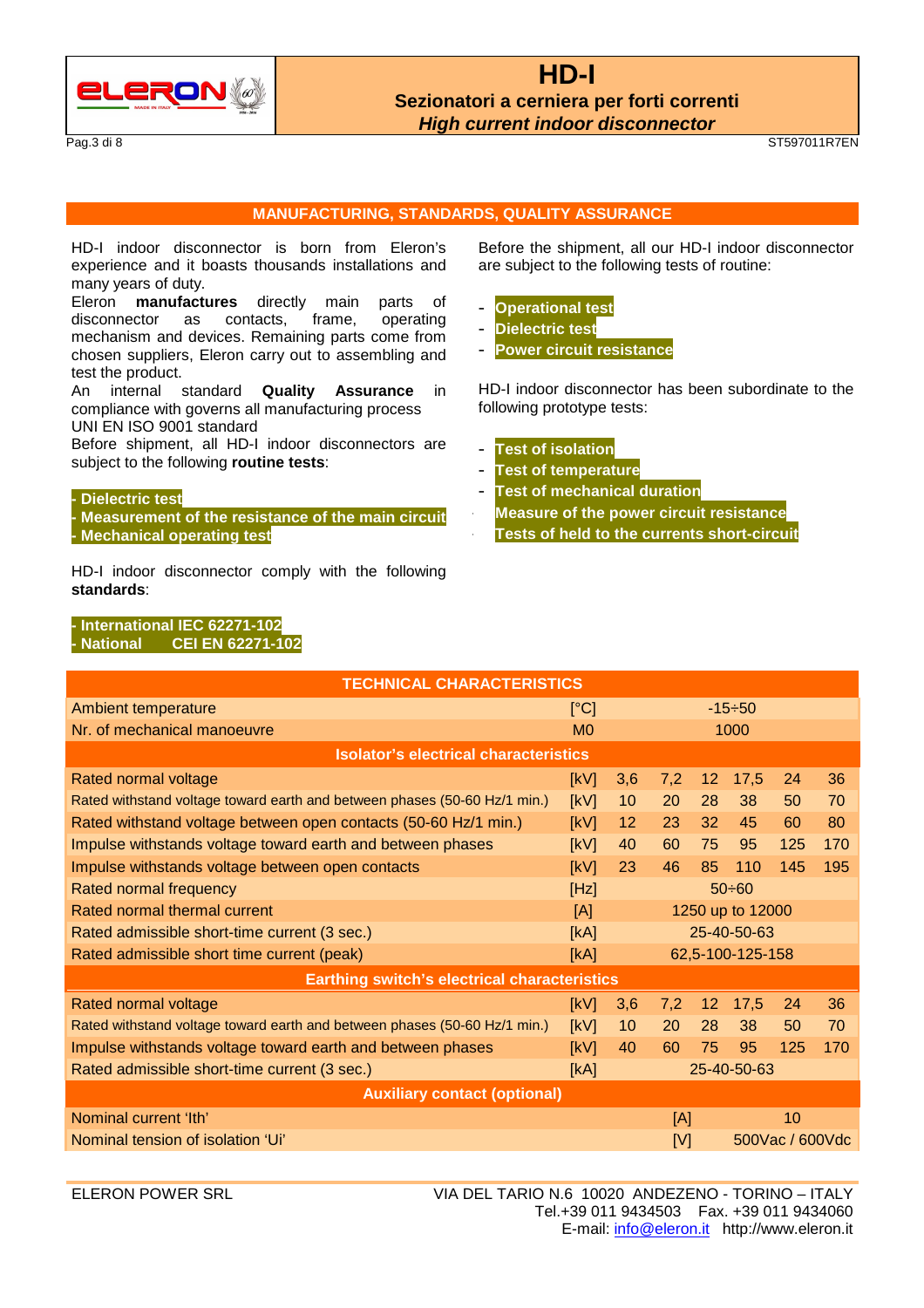## MANUFACTURING, STANDARDS, QUALITY ASSURANCE

HD-I indoor disconnector is born from Eleron's experience and it boasts thousands installations and many years of duty.
Eleron **manufactures** directly main parts of disconnector as contacts, frame, operating mechanism and devices. Remaining parts come from chosen suppliers, Eleron carry out to assembling and test the product.
An internal standard **Quality Assurance** in compliance with governs all manufacturing process UNI EN ISO 9001 standard
Before shipment, all HD-I indoor disconnectors are subject to the following **routine tests**:

**- Dielectric test**
**- Measurement of the resistance of the main circuit**
**- Mechanical operating test**

HD-I indoor disconnector comply with the following **standards**:

**- International IEC 62271-102**
**- National CEI EN 62271-102**

Before the shipment, all our HD-I indoor disconnector are subject to the following tests of routine:

- **Operational test**
- **Dielectric test**
- **Power circuit resistance**

HD-I indoor disconnector has been subordinate to the following prototype tests:

- **Test of isolation**
- **Test of temperature**
- **Test of mechanical duration**
- **Measure of the power circuit resistance**
- **Tests of held to the currents short-circuit**

| TECHNICAL CHARACTERISTICS | | | | | | | |
|---|---|---|---|---|---|---|---|
| Ambient temperature | [°C] | -15÷50 | | | | | |
| Nr. of mechanical manoeuvre | M0 | 1000 | | | | | |
| **Isolator's electrical characteristics** | | | | | | | |
| Rated normal voltage | [kV] | 3,6 | 7,2 | 12 | 17,5 | 24 | 36 |
| Rated withstand voltage toward earth and between phases (50-60 Hz/1 min.) | [kV] | 10 | 20 | 28 | 38 | 50 | 70 |
| Rated withstand voltage between open contacts (50-60 Hz/1 min.) | [kV] | 12 | 23 | 32 | 45 | 60 | 80 |
| Impulse withstands voltage toward earth and between phases | [kV] | 40 | 60 | 75 | 95 | 125 | 170 |
| Impulse withstands voltage between open contacts | [kV] | 23 | 46 | 85 | 110 | 145 | 195 |
| Rated normal frequency | [Hz] | 50÷60 | | | | | |
| Rated normal thermal current | [A] | 1250 up to 12000 | | | | | |
| Rated admissible short-time current (3 sec.) | [kA] | 25-40-50-63 | | | | | |
| Rated admissible short time current (peak) | [kA] | 62,5-100-125-158 | | | | | |
| **Earthing switch's electrical characteristics** | | | | | | | |
| Rated normal voltage | [kV] | 3,6 | 7,2 | 12 | 17,5 | 24 | 36 |
| Rated withstand voltage toward earth and between phases (50-60 Hz/1 min.) | [kV] | 10 | 20 | 28 | 38 | 50 | 70 |
| Impulse withstands voltage toward earth and between phases | [kV] | 40 | 60 | 75 | 95 | 125 | 170 |
| Rated admissible short-time current (3 sec.) | [kA] | 25-40-50-63 | | | | | |
| **Auxiliary contact (optional)** | | | | | | | |
| Nominal current 'Ith' | [A] | 10 | | | | | |
| Nominal tension of isolation 'Ui' | [V] | 500Vac / 600Vdc | | | | | |

ELERON POWER SRL
VIA DEL TARIO N.6 10020 ANDEZENO - TORINO – ITALY
Tel.+39 011 9434503 Fax. +39 011 9434060
E-mail: info@eleron.it http://www.eleron.it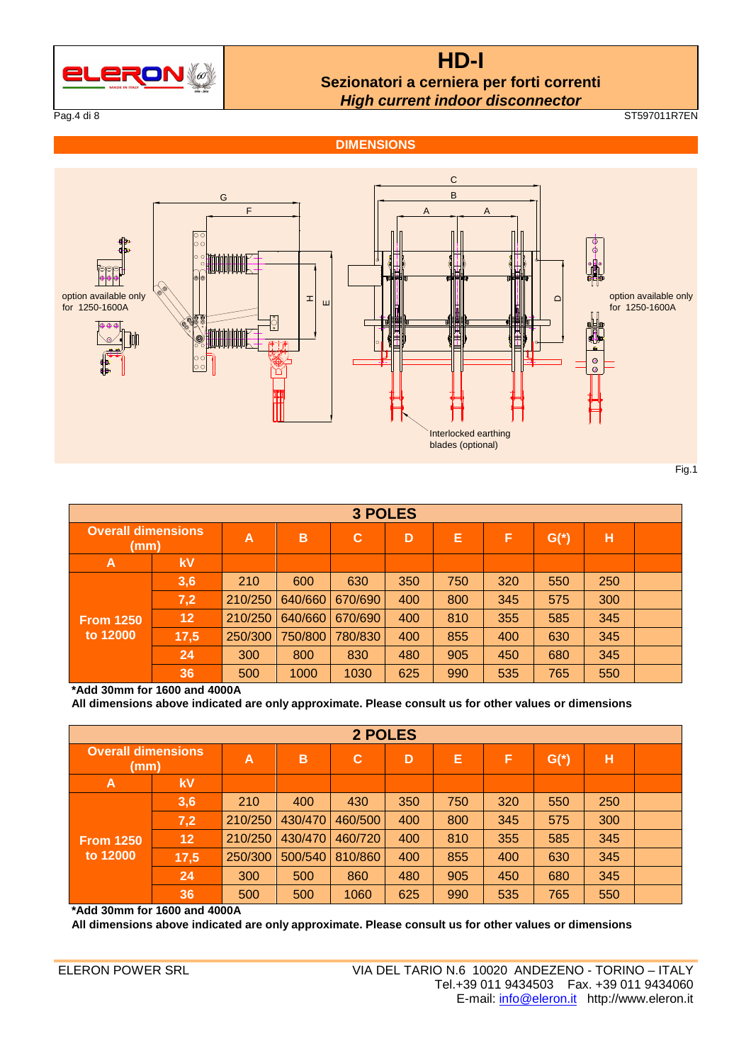## DIMENSIONS

option available only for 1250-1600A

Interlocked earthing blades (optional)

option available only for 1250-1600A

Fig.1

| 3 POLES | | | | | | | | | |
|---|---|---|---|---|---|---|---|---|---|
| Overall dimensions (mm) | | A | B | C | D | E | F | G(*) | H |
| A | kV | | | | | | | | |
| From 1250 to 12000 | 3,6 | 210 | 600 | 630 | 350 | 750 | 320 | 550 | 250 |
| | 7,2 | 210/250 | 640/660 | 670/690 | 400 | 800 | 345 | 575 | 300 |
| | 12 | 210/250 | 640/660 | 670/690 | 400 | 810 | 355 | 585 | 345 |
| | 17,5 | 250/300 | 750/800 | 780/830 | 400 | 855 | 400 | 630 | 345 |
| | 24 | 300 | 800 | 830 | 480 | 905 | 450 | 680 | 345 |
| | 36 | 500 | 1000 | 1030 | 625 | 990 | 535 | 765 | 550 |

**\*Add 30mm for 1600 and 4000A**

**All dimensions above indicated are only approximate. Please consult us for other values or dimensions**

| 2 POLES | | | | | | | | | |
|---|---|---|---|---|---|---|---|---|---|
| Overall dimensions (mm) | | A | B | C | D | E | F | G(*) | H |
| A | kV | | | | | | | | |
| From 1250 to 12000 | 3,6 | 210 | 400 | 430 | 350 | 750 | 320 | 550 | 250 |
| | 7,2 | 210/250 | 430/470 | 460/500 | 400 | 800 | 345 | 575 | 300 |
| | 12 | 210/250 | 430/470 | 460/720 | 400 | 810 | 355 | 585 | 345 |
| | 17,5 | 250/300 | 500/540 | 810/860 | 400 | 855 | 400 | 630 | 345 |
| | 24 | 300 | 500 | 860 | 480 | 905 | 450 | 680 | 345 |
| | 36 | 500 | 500 | 1060 | 625 | 990 | 535 | 765 | 550 |

**\*Add 30mm for 1600 and 4000A**

**All dimensions above indicated are only approximate. Please consult us for other values or dimensions**

ELERON POWER SRL

VIA DEL TARIO N.6 10020 ANDEZENO - TORINO – ITALY
Tel.+39 011 9434503 Fax. +39 011 9434060
E-mail: info@eleron.it http://www.eleron.it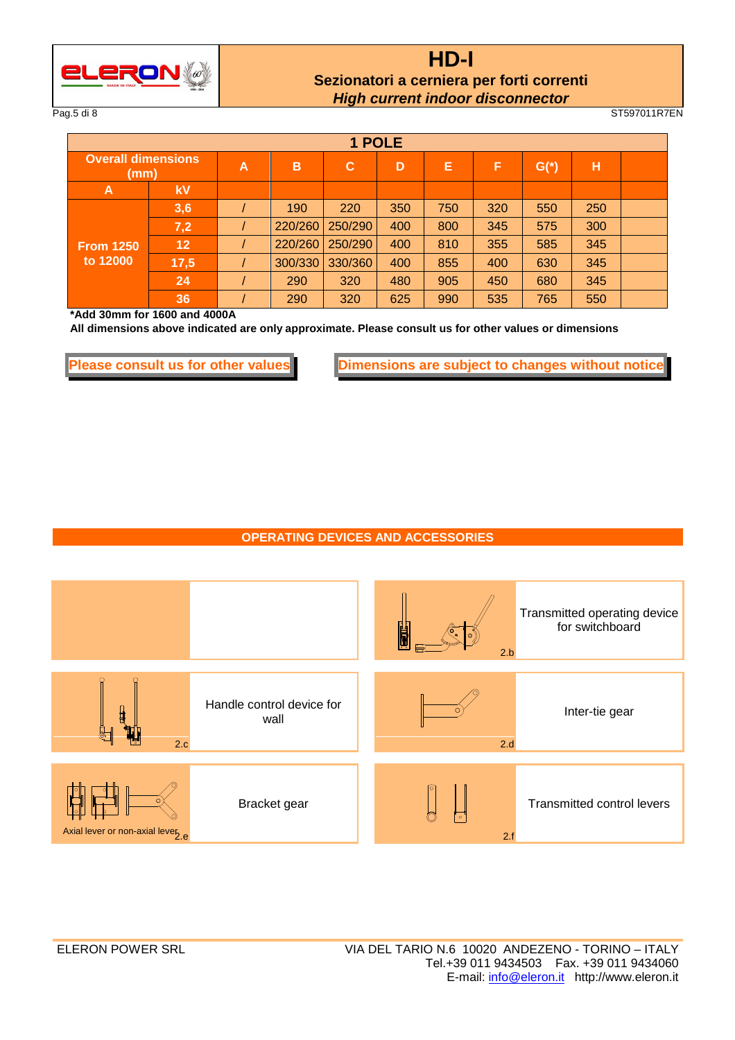# HD-I

## Sezionatori a cerniera per forti correnti

### *High current indoor disconnector*

| 1 POLE | | | | | | | | | | |
|---|---|---|---|---|---|---|---|---|---|---|
| **Overall dimensions (mm)** | | **A** | **B** | **C** | **D** | **E** | **F** | **G(*)** | **H** | |
| **A** | **kV** | | | | | | | | | |
| **From 1250 to 12000** | **3,6** | / | 190 | 220 | 350 | 750 | 320 | 550 | 250 | |
| | **7,2** | / | 220/260 | 250/290 | 400 | 800 | 345 | 575 | 300 | |
| | **12** | / | 220/260 | 250/290 | 400 | 810 | 355 | 585 | 345 | |
| | **17,5** | / | 300/330 | 330/360 | 400 | 855 | 400 | 630 | 345 | |
| | **24** | / | 290 | 320 | 480 | 905 | 450 | 680 | 345 | |
| | **36** | / | 290 | 320 | 625 | 990 | 535 | 765 | 550 | |

**\*Add 30mm for 1600 and 4000A**

**All dimensions above indicated are only approximate. Please consult us for other values or dimensions**

**Please consult us for other values**

**Dimensions are subject to changes without notice**

## OPERATING DEVICES AND ACCESSORIES

| | |
|---|---|
| | 2.b Transmitted operating device for switchboard |
| 2.c Handle control device for wall | 2.d Inter-tie gear |
| Axial lever or non-axial lever 2.e Bracket gear | 2.f Transmitted control levers |

ELERON POWER SRL

VIA DEL TARIO N.6 10020 ANDEZENO - TORINO – ITALY
Tel.+39 011 9434503 Fax. +39 011 9434060
E-mail: info@eleron.it http://www.eleron.it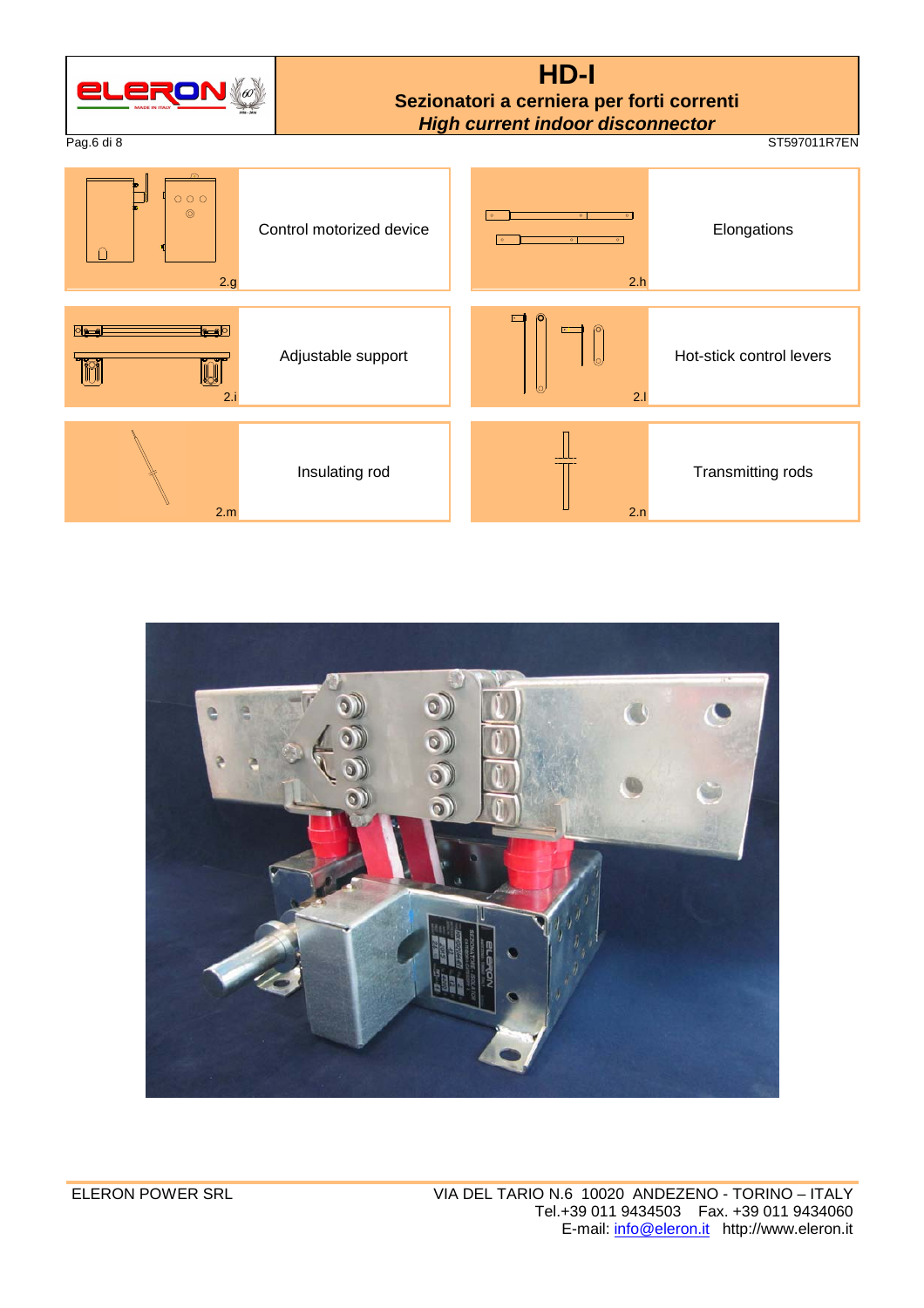| | | | |
|---|---|---|---|
| 2.g | Control motorized device | 2.h | Elongations |
| 2.i | Adjustable support | 2.l | Hot-stick control levers |
| 2.m | Insulating rod | 2.n | Transmitting rods |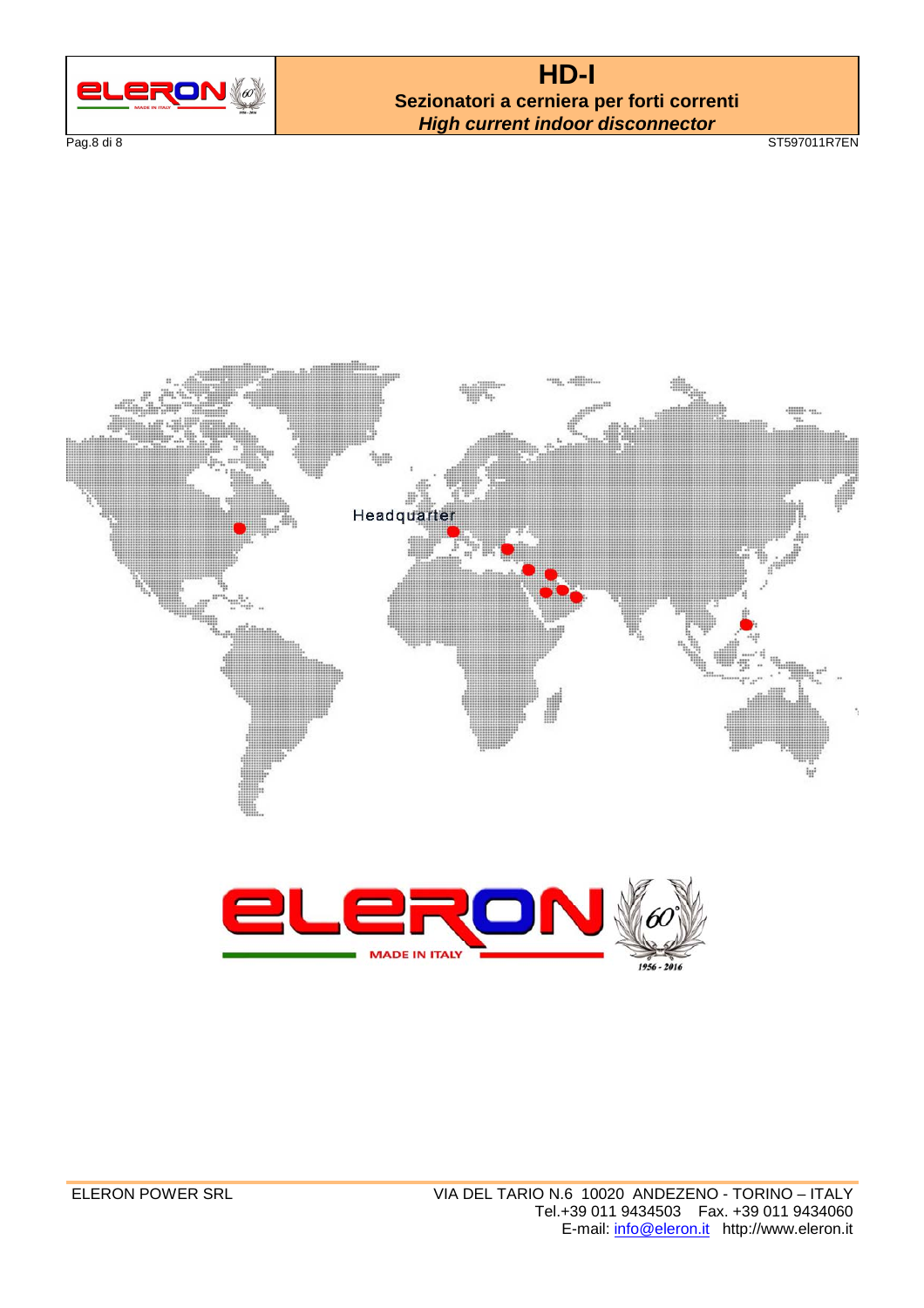Headquarter

ELERON POWER SRL

VIA DEL TARIO N.6 10020 ANDEZENO - TORINO – ITALY
Tel.+39 011 9434503 Fax. +39 011 9434060
E-mail: info@eleron.it http://www.eleron.it